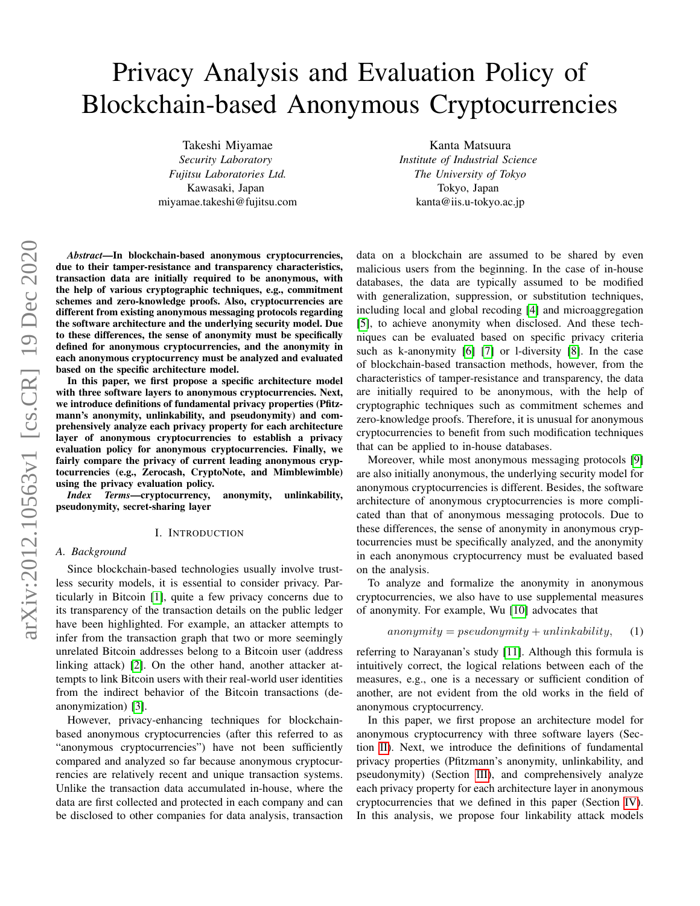# Privacy Analysis and Evaluation Policy of Blockchain-based Anonymous Cryptocurrencies

Takeshi Miyamae
*Security Laboratory*
*Fujitsu Laboratories Ltd.*
Kawasaki, Japan
miyamae.takeshi@fujitsu.com

Kanta Matsuura
*Institute of Industrial Science*
*The University of Tokyo*
Tokyo, Japan
kanta@iis.u-tokyo.ac.jp

***Abstract*—In blockchain-based anonymous cryptocurrencies, due to their tamper-resistance and transparency characteristics, transaction data are initially required to be anonymous, with the help of various cryptographic techniques, e.g., commitment schemes and zero-knowledge proofs. Also, cryptocurrencies are different from existing anonymous messaging protocols regarding the software architecture and the underlying security model. Due to these differences, the sense of anonymity must be specifically defined for anonymous cryptocurrencies, and the anonymity in each anonymous cryptocurrency must be analyzed and evaluated based on the specific architecture model.**

**In this paper, we first propose a specific architecture model with three software layers to anonymous cryptocurrencies. Next, we introduce definitions of fundamental privacy properties (Pfitzmann's anonymity, unlinkability, and pseudonymity) and comprehensively analyze each privacy property for each architecture layer of anonymous cryptocurrencies to establish a privacy evaluation policy for anonymous cryptocurrencies. Finally, we fairly compare the privacy of current leading anonymous cryptocurrencies (e.g., Zerocash, CryptoNote, and Mimblewimble) using the privacy evaluation policy.**

***Index Terms*—cryptocurrency, anonymity, unlinkability, pseudonymity, secret-sharing layer**

## I. Introduction

### A. Background

Since blockchain-based technologies usually involve trustless security models, it is essential to consider privacy. Particularly in Bitcoin [1], quite a few privacy concerns due to its transparency of the transaction details on the public ledger have been highlighted. For example, an attacker attempts to infer from the transaction graph that two or more seemingly unrelated Bitcoin addresses belong to a Bitcoin user (address linking attack) [2]. On the other hand, another attacker attempts to link Bitcoin users with their real-world user identities from the indirect behavior of the Bitcoin transactions (de-anonymization) [3].

However, privacy-enhancing techniques for blockchain-based anonymous cryptocurrencies (after this referred to as "anonymous cryptocurrencies") have not been sufficiently compared and analyzed so far because anonymous cryptocurrencies are relatively recent and unique transaction systems. Unlike the transaction data accumulated in-house, where the data are first collected and protected in each company and can be disclosed to other companies for data analysis, transaction data on a blockchain are assumed to be shared by even malicious users from the beginning. In the case of in-house databases, the data are typically assumed to be modified with generalization, suppression, or substitution techniques, including local and global recoding [4] and microaggregation [5], to achieve anonymity when disclosed. And these techniques can be evaluated based on specific privacy criteria such as k-anonymity [6] [7] or l-diversity [8]. In the case of blockchain-based transaction methods, however, from the characteristics of tamper-resistance and transparency, the data are initially required to be anonymous, with the help of cryptographic techniques such as commitment schemes and zero-knowledge proofs. Therefore, it is unusual for anonymous cryptocurrencies to benefit from such modification techniques that can be applied to in-house databases.

Moreover, while most anonymous messaging protocols [9] are also initially anonymous, the underlying security model for anonymous cryptocurrencies is different. Besides, the software architecture of anonymous cryptocurrencies is more complicated than that of anonymous messaging protocols. Due to these differences, the sense of anonymity in anonymous cryptocurrencies must be specifically analyzed, and the anonymity in each anonymous cryptocurrency must be evaluated based on the analysis.

To analyze and formalize the anonymity in anonymous cryptocurrencies, we also have to use supplemental measures of anonymity. For example, Wu [10] advocates that

$$anonymity = pseudonymity + unlinkability, \quad (1)$$

referring to Narayanan's study [11]. Although this formula is intuitively correct, the logical relations between each of the measures, e.g., one is a necessary or sufficient condition of another, are not evident from the old works in the field of anonymous cryptocurrency.

In this paper, we first propose an architecture model for anonymous cryptocurrency with three software layers (Section II). Next, we introduce the definitions of fundamental privacy properties (Pfitzmann's anonymity, unlinkability, and pseudonymity) (Section III), and comprehensively analyze each privacy property for each architecture layer in anonymous cryptocurrencies that we defined in this paper (Section IV). In this analysis, we propose four linkability attack models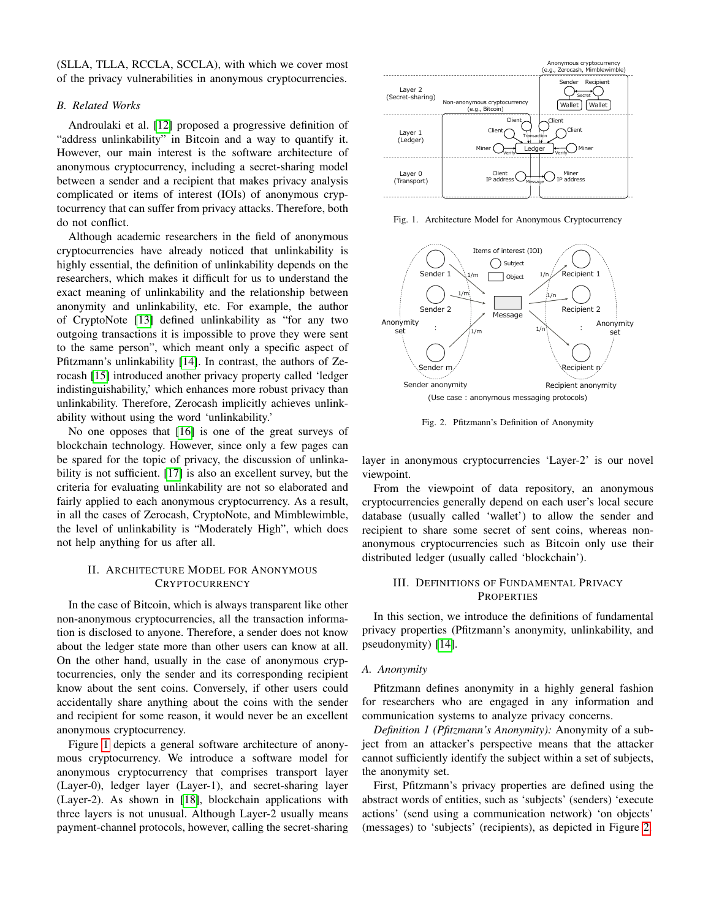(SLLA, TLLA, RCCLA, SCCLA), with which we cover most of the privacy vulnerabilities in anonymous cryptocurrencies.

### B. Related Works

Androulaki et al. [12] proposed a progressive definition of "address unlinkability" in Bitcoin and a way to quantify it. However, our main interest is the software architecture of anonymous cryptocurrency, including a secret-sharing model between a sender and a recipient that makes privacy analysis complicated or items of interest (IOIs) of anonymous cryptocurrency that can suffer from privacy attacks. Therefore, both do not conflict.

Although academic researchers in the field of anonymous cryptocurrencies have already noticed that unlinkability is highly essential, the definition of unlinkability depends on the researchers, which makes it difficult for us to understand the exact meaning of unlinkability and the relationship between anonymity and unlinkability, etc. For example, the author of CryptoNote [13] defined unlinkability as "for any two outgoing transactions it is impossible to prove they were sent to the same person", which meant only a specific aspect of Pfitzmann's unlinkability [14]. In contrast, the authors of Zerocash [15] introduced another privacy property called 'ledger indistinguishability,' which enhances more robust privacy than unlinkability. Therefore, Zerocash implicitly achieves unlinkability without using the word 'unlinkability.'

No one opposes that [16] is one of the great surveys of blockchain technology. However, since only a few pages can be spared for the topic of privacy, the discussion of unlinkability is not sufficient. [17] is also an excellent survey, but the criteria for evaluating unlinkability are not so elaborated and fairly applied to each anonymous cryptocurrency. As a result, in all the cases of Zerocash, CryptoNote, and Mimblewimble, the level of unlinkability is "Moderately High", which does not help anything for us after all.

## II. Architecture Model for Anonymous Cryptocurrency

In the case of Bitcoin, which is always transparent like other non-anonymous cryptocurrencies, all the transaction information is disclosed to anyone. Therefore, a sender does not know about the ledger state more than other users can know at all. On the other hand, usually in the case of anonymous cryptocurrencies, only the sender and its corresponding recipient know about the sent coins. Conversely, if other users could accidentally share anything about the coins with the sender and recipient for some reason, it would never be an excellent anonymous cryptocurrency.

Figure 1 depicts a general software architecture of anonymous cryptocurrency. We introduce a software model for anonymous cryptocurrency that comprises transport layer (Layer-0), ledger layer (Layer-1), and secret-sharing layer (Layer-2). As shown in [18], blockchain applications with three layers is not unusual. Although Layer-2 usually means payment-channel protocols, however, calling the secret-sharing layer in anonymous cryptocurrencies 'Layer-2' is our novel viewpoint.

Fig. 1. Architecture Model for Anonymous Cryptocurrency

Fig. 2. Pfitzmann's Definition of Anonymity

From the viewpoint of data repository, an anonymous cryptocurrencies generally depend on each user's local secure database (usually called 'wallet') to allow the sender and recipient to share some secret of sent coins, whereas non-anonymous cryptocurrencies such as Bitcoin only use their distributed ledger (usually called 'blockchain').

## III. Definitions of Fundamental Privacy Properties

In this section, we introduce the definitions of fundamental privacy properties (Pfitzmann's anonymity, unlinkability, and pseudonymity) [14].

### A. Anonymity

Pfitzmann defines anonymity in a highly general fashion for researchers who are engaged in any information and communication systems to analyze privacy concerns.

*Definition 1 (Pfitzmann's Anonymity):* Anonymity of a subject from an attacker's perspective means that the attacker cannot sufficiently identify the subject within a set of subjects, the anonymity set.

First, Pfitzmann's privacy properties are defined using the abstract words of entities, such as 'subjects' (senders) 'execute actions' (send using a communication network) 'on objects' (messages) to 'subjects' (recipients), as depicted in Figure 2.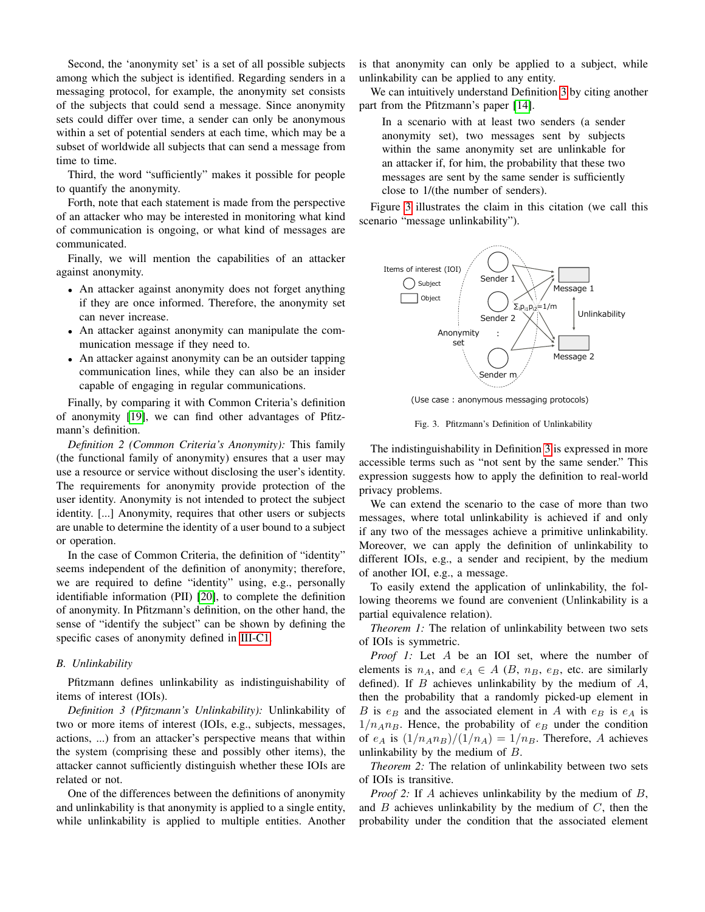Second, the 'anonymity set' is a set of all possible subjects among which the subject is identified. Regarding senders in a messaging protocol, for example, the anonymity set consists of the subjects that could send a message. Since anonymity sets could differ over time, a sender can only be anonymous within a set of potential senders at each time, which may be a subset of worldwide all subjects that can send a message from time to time.

Third, the word "sufficiently" makes it possible for people to quantify the anonymity.

Forth, note that each statement is made from the perspective of an attacker who may be interested in monitoring what kind of communication is ongoing, or what kind of messages are communicated.

Finally, we will mention the capabilities of an attacker against anonymity.

- An attacker against anonymity does not forget anything if they are once informed. Therefore, the anonymity set can never increase.
- An attacker against anonymity can manipulate the communication message if they need to.
- An attacker against anonymity can be an outsider tapping communication lines, while they can also be an insider capable of engaging in regular communications.

Finally, by comparing it with Common Criteria's definition of anonymity [19], we can find other advantages of Pfitzmann's definition.

*Definition 2 (Common Criteria's Anonymity):* This family (the functional family of anonymity) ensures that a user may use a resource or service without disclosing the user's identity. The requirements for anonymity provide protection of the user identity. Anonymity is not intended to protect the subject identity. [...] Anonymity, requires that other users or subjects are unable to determine the identity of a user bound to a subject or operation.

In the case of Common Criteria, the definition of "identity" seems independent of the definition of anonymity; therefore, we are required to define "identity" using, e.g., personally identifiable information (PII) [20], to complete the definition of anonymity. In Pfitzmann's definition, on the other hand, the sense of "identify the subject" can be shown by defining the specific cases of anonymity defined in III-C1.

### B. Unlinkability

Pfitzmann defines unlinkability as indistinguishability of items of interest (IOIs).

*Definition 3 (Pfitzmann's Unlinkability):* Unlinkability of two or more items of interest (IOIs, e.g., subjects, messages, actions, ...) from an attacker's perspective means that within the system (comprising these and possibly other items), the attacker cannot sufficiently distinguish whether these IOIs are related or not.

One of the differences between the definitions of anonymity and unlinkability is that anonymity is applied to a single entity, while unlinkability is applied to multiple entities. Another is that anonymity can only be applied to a subject, while unlinkability can be applied to any entity.

We can intuitively understand Definition 3 by citing another part from the Pfitzmann's paper [14].

> In a scenario with at least two senders (a sender anonymity set), two messages sent by subjects within the same anonymity set are unlinkable for an attacker if, for him, the probability that these two messages are sent by the same sender is sufficiently close to 1/(the number of senders).

Figure 3 illustrates the claim in this citation (we call this scenario "message unlinkability").

Items of interest (IOI) — Subject — Object — Sender 1 — Sender 2 — Sender m — Anonymity set — Message 1 — Message 2 — $\Sigma_i p_{i1} p_{i2} = 1/m$ — Unlinkability

(Use case : anonymous messaging protocols)

Fig. 3. Pfitzmann's Definition of Unlinkability

The indistinguishability in Definition 3 is expressed in more accessible terms such as "not sent by the same sender." This expression suggests how to apply the definition to real-world privacy problems.

We can extend the scenario to the case of more than two messages, where total unlinkability is achieved if and only if any two of the messages achieve a primitive unlinkability. Moreover, we can apply the definition of unlinkability to different IOIs, e.g., a sender and recipient, by the medium of another IOI, e.g., a message.

To easily extend the application of unlinkability, the following theorems we found are convenient (Unlinkability is a partial equivalence relation).

*Theorem 1:* The relation of unlinkability between two sets of IOIs is symmetric.

*Proof 1:* Let $A$ be an IOI set, where the number of elements is $n_A$, and $e_A \in A$ ($B$, $n_B$, $e_B$, etc. are similarly defined). If $B$ achieves unlinkability by the medium of $A$, then the probability that a randomly picked-up element in $B$ is $e_B$ and the associated element in $A$ with $e_B$ is $e_A$ is $1/n_A n_B$. Hence, the probability of $e_B$ under the condition of $e_A$ is $(1/n_A n_B)/(1/n_A) = 1/n_B$. Therefore, $A$ achieves unlinkability by the medium of $B$.

*Theorem 2:* The relation of unlinkability between two sets of IOIs is transitive.

*Proof 2:* If $A$ achieves unlinkability by the medium of $B$, and $B$ achieves unlinkability by the medium of $C$, then the probability under the condition that the associated element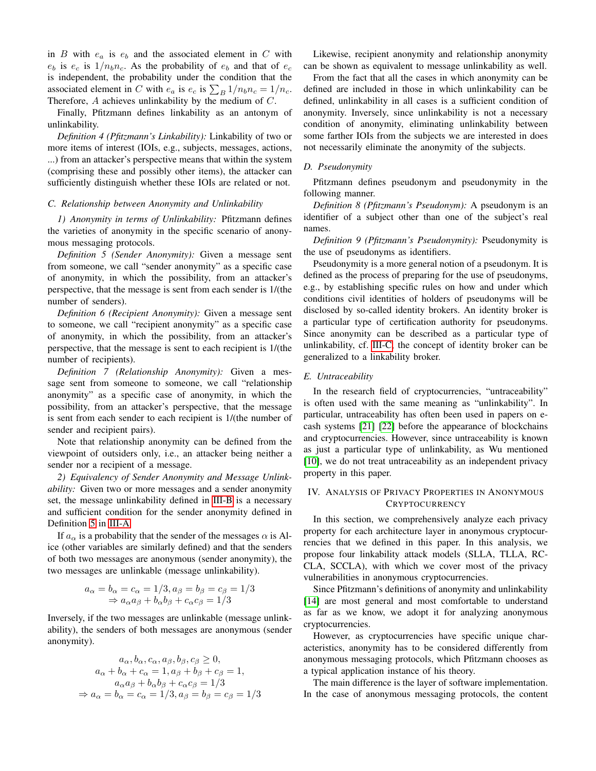in $B$ with $e_a$ is $e_b$ and the associated element in $C$ with $e_b$ is $e_c$ is $1/n_b n_c$. As the probability of $e_b$ and that of $e_c$ is independent, the probability under the condition that the associated element in $C$ with $e_a$ is $e_c$ is $\sum_B 1/n_b n_c = 1/n_c$. Therefore, $A$ achieves unlinkability by the medium of $C$.

Finally, Pfitzmann defines linkability as an antonym of unlinkability.

*Definition 4 (Pfitzmann's Linkability):* Linkability of two or more items of interest (IOIs, e.g., subjects, messages, actions, ...) from an attacker's perspective means that within the system (comprising these and possibly other items), the attacker can sufficiently distinguish whether these IOIs are related or not.

### C. Relationship between Anonymity and Unlinkability

*1) Anonymity in terms of Unlinkability:* Pfitzmann defines the varieties of anonymity in the specific scenario of anonymous messaging protocols.

*Definition 5 (Sender Anonymity):* Given a message sent from someone, we call "sender anonymity" as a specific case of anonymity, in which the possibility, from an attacker's perspective, that the message is sent from each sender is 1/(the number of senders).

*Definition 6 (Recipient Anonymity):* Given a message sent to someone, we call "recipient anonymity" as a specific case of anonymity, in which the possibility, from an attacker's perspective, that the message is sent to each recipient is 1/(the number of recipients).

*Definition 7 (Relationship Anonymity):* Given a message sent from someone to someone, we call "relationship anonymity" as a specific case of anonymity, in which the possibility, from an attacker's perspective, that the message is sent from each sender to each recipient is 1/(the number of sender and recipient pairs).

Note that relationship anonymity can be defined from the viewpoint of outsiders only, i.e., an attacker being neither a sender nor a recipient of a message.

*2) Equivalency of Sender Anonymity and Message Unlinkability:* Given two or more messages and a sender anonymity set, the message unlinkability defined in III-B is a necessary and sufficient condition for the sender anonymity defined in Definition 5 in III-A.

If $a_\alpha$ is a probability that the sender of the messages $\alpha$ is Alice (other variables are similarly defined) and that the senders of both two messages are anonymous (sender anonymity), the two messages are unlinkable (message unlinkability).

$$\begin{gathered} a_\alpha = b_\alpha = c_\alpha = 1/3, a_\beta = b_\beta = c_\beta = 1/3 \\ \Rightarrow a_\alpha a_\beta + b_\alpha b_\beta + c_\alpha c_\beta = 1/3 \end{gathered}$$

Inversely, if the two messages are unlinkable (message unlinkability), the senders of both messages are anonymous (sender anonymity).

$$\begin{gathered} a_\alpha, b_\alpha, c_\alpha, a_\beta, b_\beta, c_\beta \geq 0, \\ a_\alpha + b_\alpha + c_\alpha = 1, a_\beta + b_\beta + c_\beta = 1, \\ a_\alpha a_\beta + b_\alpha b_\beta + c_\alpha c_\beta = 1/3 \\ \Rightarrow a_\alpha = b_\alpha = c_\alpha = 1/3, a_\beta = b_\beta = c_\beta = 1/3 \end{gathered}$$

Likewise, recipient anonymity and relationship anonymity can be shown as equivalent to message unlinkability as well.

From the fact that all the cases in which anonymity can be defined are included in those in which unlinkability can be defined, unlinkability in all cases is a sufficient condition of anonymity. Inversely, since unlinkability is not a necessary condition of anonymity, eliminating unlinkability between some farther IOIs from the subjects we are interested in does not necessarily eliminate the anonymity of the subjects.

### D. Pseudonymity

Pfitzmann defines pseudonym and pseudonymity in the following manner.

*Definition 8 (Pfitzmann's Pseudonym):* A pseudonym is an identifier of a subject other than one of the subject's real names.

*Definition 9 (Pfitzmann's Pseudonymity):* Pseudonymity is the use of pseudonyms as identifiers.

Pseudonymity is a more general notion of a pseudonym. It is defined as the process of preparing for the use of pseudonyms, e.g., by establishing specific rules on how and under which conditions civil identities of holders of pseudonyms will be disclosed by so-called identity brokers. An identity broker is a particular type of certification authority for pseudonyms. Since anonymity can be described as a particular type of unlinkability, cf. III-C, the concept of identity broker can be generalized to a linkability broker.

### E. Untraceability

In the research field of cryptocurrencies, "untraceability" is often used with the same meaning as "unlinkability". In particular, untraceability has often been used in papers on e-cash systems [21] [22] before the appearance of blockchains and cryptocurrencies. However, since untraceability is known as just a particular type of unlinkability, as Wu mentioned [10], we do not treat untraceability as an independent privacy property in this paper.

## IV. Analysis of Privacy Properties in Anonymous Cryptocurrency

In this section, we comprehensively analyze each privacy property for each architecture layer in anonymous cryptocurrencies that we defined in this paper. In this analysis, we propose four linkability attack models (SLLA, TLLA, RC-CLA, SCCLA), with which we cover most of the privacy vulnerabilities in anonymous cryptocurrencies.

Since Pfitzmann's definitions of anonymity and unlinkability [14] are most general and most comfortable to understand as far as we know, we adopt it for analyzing anonymous cryptocurrencies.

However, as cryptocurrencies have specific unique characteristics, anonymity has to be considered differently from anonymous messaging protocols, which Pfitzmann chooses as a typical application instance of his theory.

The main difference is the layer of software implementation. In the case of anonymous messaging protocols, the content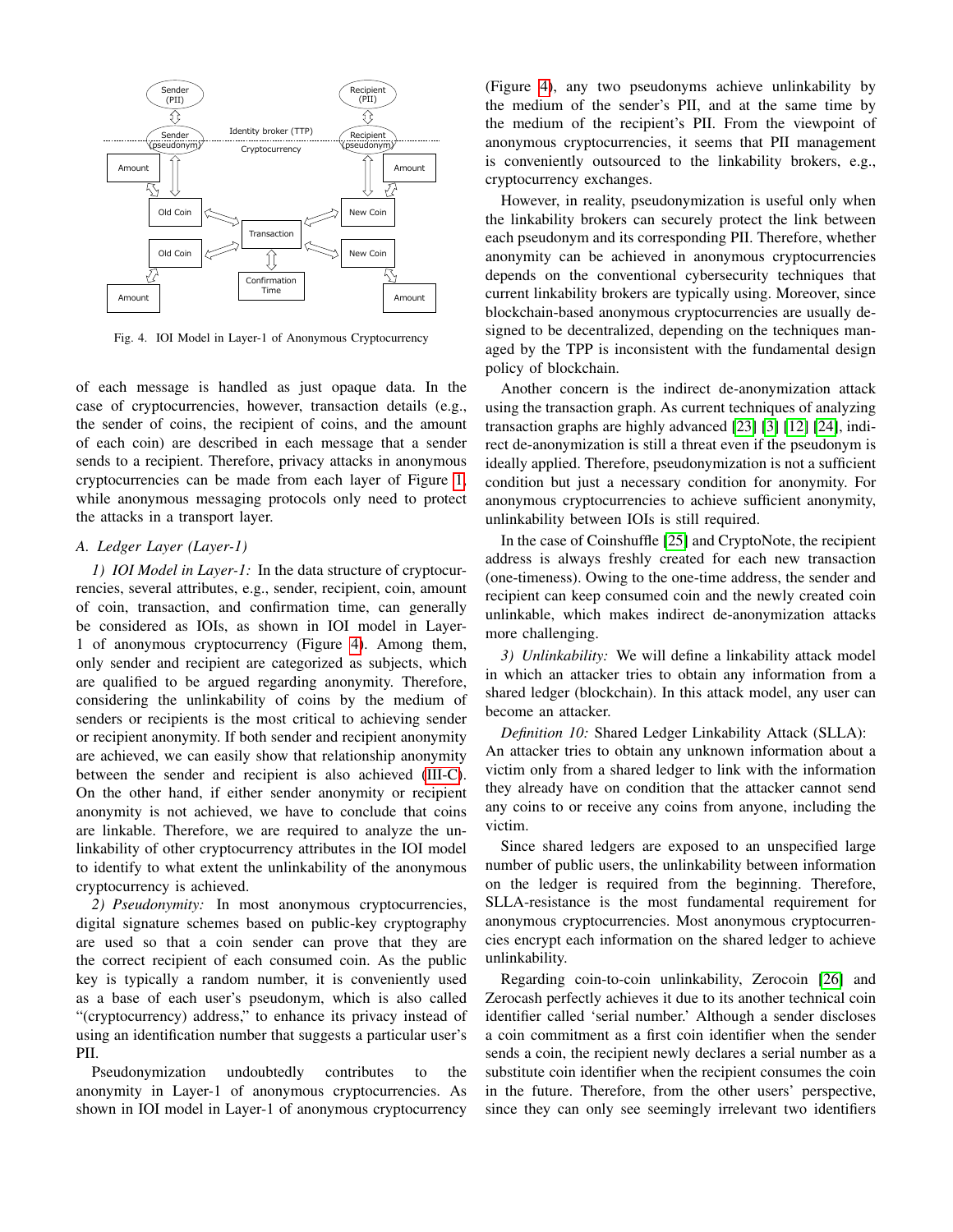Fig. 4. IOI Model in Layer-1 of Anonymous Cryptocurrency

of each message is handled as just opaque data. In the case of cryptocurrencies, however, transaction details (e.g., the sender of coins, the recipient of coins, and the amount of each coin) are described in each message that a sender sends to a recipient. Therefore, privacy attacks in anonymous cryptocurrencies can be made from each layer of Figure 1, while anonymous messaging protocols only need to protect the attacks in a transport layer.

### A. Ledger Layer (Layer-1)

*1) IOI Model in Layer-1:* In the data structure of cryptocurrencies, several attributes, e.g., sender, recipient, coin, amount of coin, transaction, and confirmation time, can generally be considered as IOIs, as shown in IOI model in Layer-1 of anonymous cryptocurrency (Figure 4). Among them, only sender and recipient are categorized as subjects, which are qualified to be argued regarding anonymity. Therefore, considering the unlinkability of coins by the medium of senders or recipients is the most critical to achieving sender or recipient anonymity. If both sender and recipient anonymity are achieved, we can easily show that relationship anonymity between the sender and recipient is also achieved (III-C). On the other hand, if either sender anonymity or recipient anonymity is not achieved, we have to conclude that coins are linkable. Therefore, we are required to analyze the unlinkability of other cryptocurrency attributes in the IOI model to identify to what extent the unlinkability of the anonymous cryptocurrency is achieved.

*2) Pseudonymity:* In most anonymous cryptocurrencies, digital signature schemes based on public-key cryptography are used so that a coin sender can prove that they are the correct recipient of each consumed coin. As the public key is typically a random number, it is conveniently used as a base of each user's pseudonym, which is also called "(cryptocurrency) address," to enhance its privacy instead of using an identification number that suggests a particular user's PII.

Pseudonymization undoubtedly contributes to the anonymity in Layer-1 of anonymous cryptocurrencies. As shown in IOI model in Layer-1 of anonymous cryptocurrency (Figure 4), any two pseudonyms achieve unlinkability by the medium of the sender's PII, and at the same time by the medium of the recipient's PII. From the viewpoint of anonymous cryptocurrencies, it seems that PII management is conveniently outsourced to the linkability brokers, e.g., cryptocurrency exchanges.

However, in reality, pseudonymization is useful only when the linkability brokers can securely protect the link between each pseudonym and its corresponding PII. Therefore, whether anonymity can be achieved in anonymous cryptocurrencies depends on the conventional cybersecurity techniques that current linkability brokers are typically using. Moreover, since blockchain-based anonymous cryptocurrencies are usually designed to be decentralized, depending on the techniques managed by the TPP is inconsistent with the fundamental design policy of blockchain.

Another concern is the indirect de-anonymization attack using the transaction graph. As current techniques of analyzing transaction graphs are highly advanced [23] [3] [12] [24], indirect de-anonymization is still a threat even if the pseudonym is ideally applied. Therefore, pseudonymization is not a sufficient condition but just a necessary condition for anonymity. For anonymous cryptocurrencies to achieve sufficient anonymity, unlinkability between IOIs is still required.

In the case of Coinshuffle [25] and CryptoNote, the recipient address is always freshly created for each new transaction (one-timeness). Owing to the one-time address, the sender and recipient can keep consumed coin and the newly created coin unlinkable, which makes indirect de-anonymization attacks more challenging.

*3) Unlinkability:* We will define a linkability attack model in which an attacker tries to obtain any information from a shared ledger (blockchain). In this attack model, any user can become an attacker.

*Definition 10:* Shared Ledger Linkability Attack (SLLA): An attacker tries to obtain any unknown information about a victim only from a shared ledger to link with the information they already have on condition that the attacker cannot send any coins to or receive any coins from anyone, including the victim.

Since shared ledgers are exposed to an unspecified large number of public users, the unlinkability between information on the ledger is required from the beginning. Therefore, SLLA-resistance is the most fundamental requirement for anonymous cryptocurrencies. Most anonymous cryptocurrencies encrypt each information on the shared ledger to achieve unlinkability.

Regarding coin-to-coin unlinkability, Zerocoin [26] and Zerocash perfectly achieves it due to its another technical coin identifier called 'serial number.' Although a sender discloses a coin commitment as a first coin identifier when the sender sends a coin, the recipient newly declares a serial number as a substitute coin identifier when the recipient consumes the coin in the future. Therefore, from the other users' perspective, since they can only see seemingly irrelevant two identifiers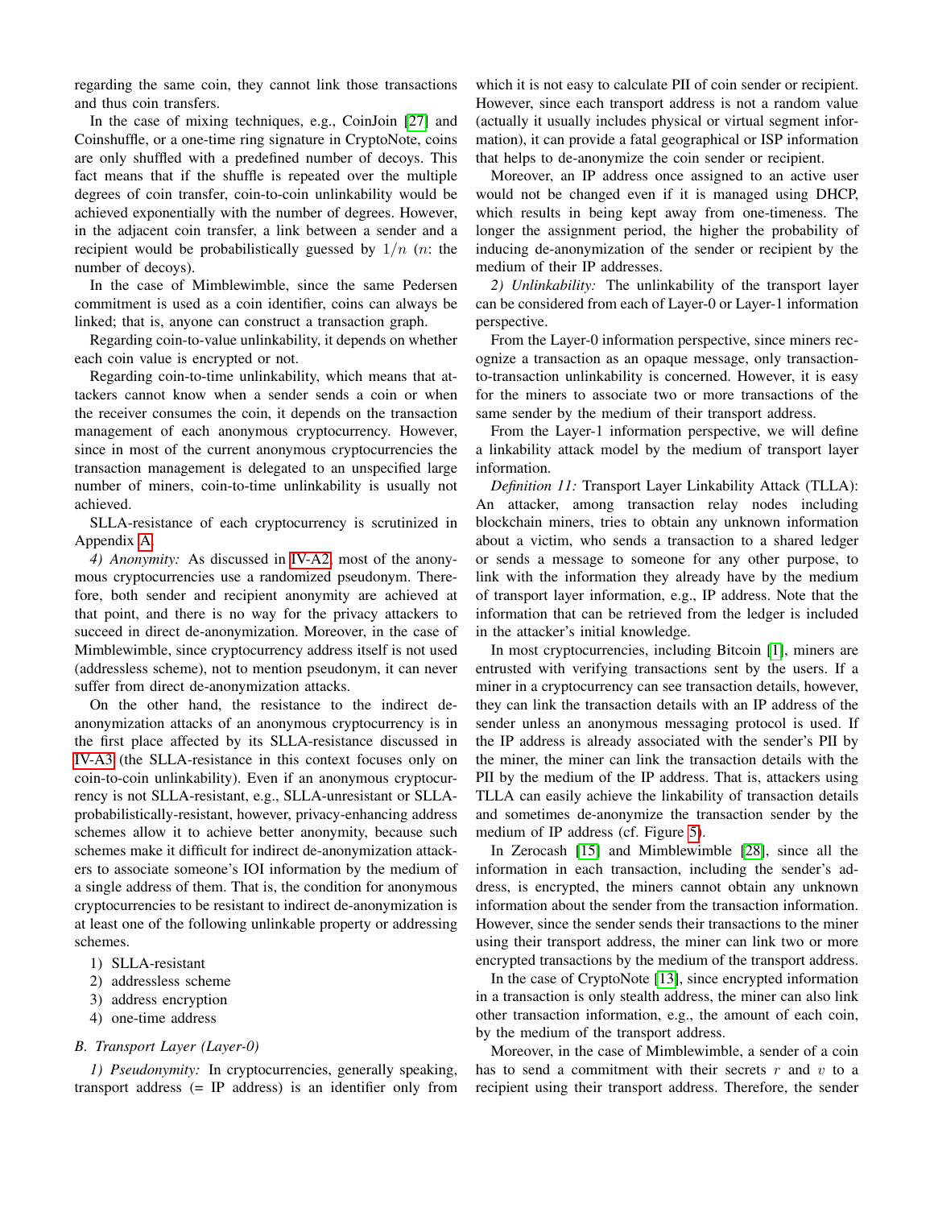regarding the same coin, they cannot link those transactions and thus coin transfers.

In the case of mixing techniques, e.g., CoinJoin [27] and Coinshuffle, or a one-time ring signature in CryptoNote, coins are only shuffled with a predefined number of decoys. This fact means that if the shuffle is repeated over the multiple degrees of coin transfer, coin-to-coin unlinkability would be achieved exponentially with the number of degrees. However, in the adjacent coin transfer, a link between a sender and a recipient would be probabilistically guessed by $1/n$ ($n$: the number of decoys).

In the case of Mimblewimble, since the same Pedersen commitment is used as a coin identifier, coins can always be linked; that is, anyone can construct a transaction graph.

Regarding coin-to-value unlinkability, it depends on whether each coin value is encrypted or not.

Regarding coin-to-time unlinkability, which means that attackers cannot know when a sender sends a coin or when the receiver consumes the coin, it depends on the transaction management of each anonymous cryptocurrency. However, since in most of the current anonymous cryptocurrencies the transaction management is delegated to an unspecified large number of miners, coin-to-time unlinkability is usually not achieved.

SLLA-resistance of each cryptocurrency is scrutinized in Appendix A.

*4) Anonymity:* As discussed in IV-A2, most of the anonymous cryptocurrencies use a randomized pseudonym. Therefore, both sender and recipient anonymity are achieved at that point, and there is no way for the privacy attackers to succeed in direct de-anonymization. Moreover, in the case of Mimblewimble, since cryptocurrency address itself is not used (addressless scheme), not to mention pseudonym, it can never suffer from direct de-anonymization attacks.

On the other hand, the resistance to the indirect de-anonymization attacks of an anonymous cryptocurrency is in the first place affected by its SLLA-resistance discussed in IV-A3 (the SLLA-resistance in this context focuses only on coin-to-coin unlinkability). Even if an anonymous cryptocurrency is not SLLA-resistant, e.g., SLLA-unresistant or SLLA-probabilistically-resistant, however, privacy-enhancing address schemes allow it to achieve better anonymity, because such schemes make it difficult for indirect de-anonymization attackers to associate someone's IOI information by the medium of a single address of them. That is, the condition for anonymous cryptocurrencies to be resistant to indirect de-anonymization is at least one of the following unlinkable property or addressing schemes.

1) SLLA-resistant
2) addressless scheme
3) address encryption
4) one-time address

### B. Transport Layer (Layer-0)

*1) Pseudonymity:* In cryptocurrencies, generally speaking, transport address (= IP address) is an identifier only from which it is not easy to calculate PII of coin sender or recipient. However, since each transport address is not a random value (actually it usually includes physical or virtual segment information), it can provide a fatal geographical or ISP information that helps to de-anonymize the coin sender or recipient.

Moreover, an IP address once assigned to an active user would not be changed even if it is managed using DHCP, which results in being kept away from one-timeness. The longer the assignment period, the higher the probability of inducing de-anonymization of the sender or recipient by the medium of their IP addresses.

*2) Unlinkability:* The unlinkability of the transport layer can be considered from each of Layer-0 or Layer-1 information perspective.

From the Layer-0 information perspective, since miners recognize a transaction as an opaque message, only transaction-to-transaction unlinkability is concerned. However, it is easy for the miners to associate two or more transactions of the same sender by the medium of their transport address.

From the Layer-1 information perspective, we will define a linkability attack model by the medium of transport layer information.

*Definition 11:* Transport Layer Linkability Attack (TLLA): An attacker, among transaction relay nodes including blockchain miners, tries to obtain any unknown information about a victim, who sends a transaction to a shared ledger or sends a message to someone for any other purpose, to link with the information they already have by the medium of transport layer information, e.g., IP address. Note that the information that can be retrieved from the ledger is included in the attacker's initial knowledge.

In most cryptocurrencies, including Bitcoin [1], miners are entrusted with verifying transactions sent by the users. If a miner in a cryptocurrency can see transaction details, however, they can link the transaction details with an IP address of the sender unless an anonymous messaging protocol is used. If the IP address is already associated with the sender's PII by the miner, the miner can link the transaction details with the PII by the medium of the IP address. That is, attackers using TLLA can easily achieve the linkability of transaction details and sometimes de-anonymize the transaction sender by the medium of IP address (cf. Figure 5).

In Zerocash [15] and Mimblewimble [28], since all the information in each transaction, including the sender's address, is encrypted, the miners cannot obtain any unknown information about the sender from the transaction information. However, since the sender sends their transactions to the miner using their transport address, the miner can link two or more encrypted transactions by the medium of the transport address.

In the case of CryptoNote [13], since encrypted information in a transaction is only stealth address, the miner can also link other transaction information, e.g., the amount of each coin, by the medium of the transport address.

Moreover, in the case of Mimblewimble, a sender of a coin has to send a commitment with their secrets $r$ and $v$ to a recipient using their transport address. Therefore, the sender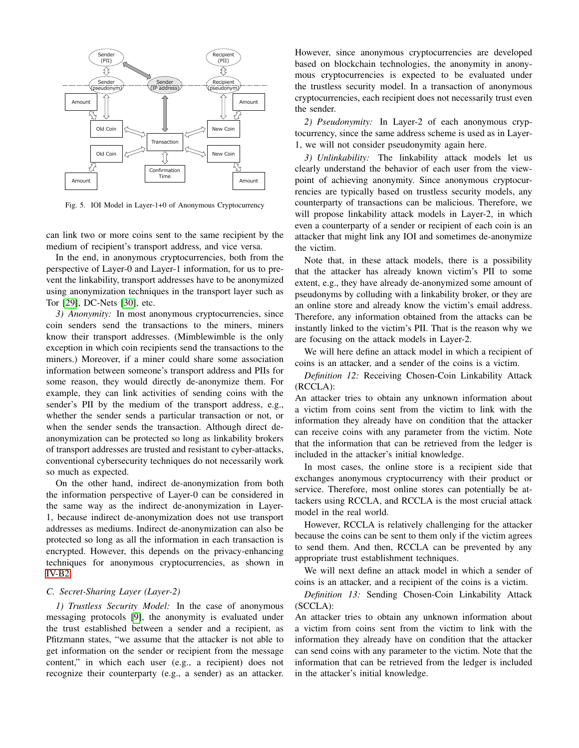Fig. 5. IOI Model in Layer-1+0 of Anonymous Cryptocurrency

can link two or more coins sent to the same recipient by the medium of recipient's transport address, and vice versa.

In the end, in anonymous cryptocurrencies, both from the perspective of Layer-0 and Layer-1 information, for us to prevent the linkability, transport addresses have to be anonymized using anonymization techniques in the transport layer such as Tor [29], DC-Nets [30], etc.

*3) Anonymity:* In most anonymous cryptocurrencies, since coin senders send the transactions to the miners, miners know their transport addresses. (Mimblewimble is the only exception in which coin recipients send the transactions to the miners.) Moreover, if a miner could share some association information between someone's transport address and PIIs for some reason, they would directly de-anonymize them. For example, they can link activities of sending coins with the sender's PII by the medium of the transport address, e.g., whether the sender sends a particular transaction or not, or when the sender sends the transaction. Although direct de-anonymization can be protected so long as linkability brokers of transport addresses are trusted and resistant to cyber-attacks, conventional cybersecurity techniques do not necessarily work so much as expected.

On the other hand, indirect de-anonymization from both the information perspective of Layer-0 can be considered in the same way as the indirect de-anonymization in Layer-1, because indirect de-anonymization does not use transport addresses as mediums. Indirect de-anonymization can also be protected so long as all the information in each transaction is encrypted. However, this depends on the privacy-enhancing techniques for anonymous cryptocurrencies, as shown in IV-B2.

### C. Secret-Sharing Layer (Layer-2)

*1) Trustless Security Model:* In the case of anonymous messaging protocols [9], the anonymity is evaluated under the trust established between a sender and a recipient, as Pfitzmann states, "we assume that the attacker is not able to get information on the sender or recipient from the message content," in which each user (e.g., a recipient) does not recognize their counterparty (e.g., a sender) as an attacker. However, since anonymous cryptocurrencies are developed based on blockchain technologies, the anonymity in anonymous cryptocurrencies is expected to be evaluated under the trustless security model. In a transaction of anonymous cryptocurrencies, each recipient does not necessarily trust even the sender.

*2) Pseudonymity:* In Layer-2 of each anonymous cryptocurrency, since the same address scheme is used as in Layer-1, we will not consider pseudonymity again here.

*3) Unlinkability:* The linkability attack models let us clearly understand the behavior of each user from the viewpoint of achieving anonymity. Since anonymous cryptocurrencies are typically based on trustless security models, any counterparty of transactions can be malicious. Therefore, we will propose linkability attack models in Layer-2, in which even a counterparty of a sender or recipient of each coin is an attacker that might link any IOI and sometimes de-anonymize the victim.

Note that, in these attack models, there is a possibility that the attacker has already known victim's PII to some extent, e.g., they have already de-anonymized some amount of pseudonyms by colluding with a linkability broker, or they are an online store and already know the victim's email address. Therefore, any information obtained from the attacks can be instantly linked to the victim's PII. That is the reason why we are focusing on the attack models in Layer-2.

We will here define an attack model in which a recipient of coins is an attacker, and a sender of the coins is a victim.

*Definition 12:* Receiving Chosen-Coin Linkability Attack (RCCLA):
An attacker tries to obtain any unknown information about a victim from coins sent from the victim to link with the information they already have on condition that the attacker can receive coins with any parameter from the victim. Note that the information that can be retrieved from the ledger is included in the attacker's initial knowledge.

In most cases, the online store is a recipient side that exchanges anonymous cryptocurrency with their product or service. Therefore, most online stores can potentially be attackers using RCCLA, and RCCLA is the most crucial attack model in the real world.

However, RCCLA is relatively challenging for the attacker because the coins can be sent to them only if the victim agrees to send them. And then, RCCLA can be prevented by any appropriate trust establishment techniques.

We will next define an attack model in which a sender of coins is an attacker, and a recipient of the coins is a victim.

*Definition 13:* Sending Chosen-Coin Linkability Attack (SCCLA):
An attacker tries to obtain any unknown information about a victim from coins sent from the victim to link with the information they already have on condition that the attacker can send coins with any parameter to the victim. Note that the information that can be retrieved from the ledger is included in the attacker's initial knowledge.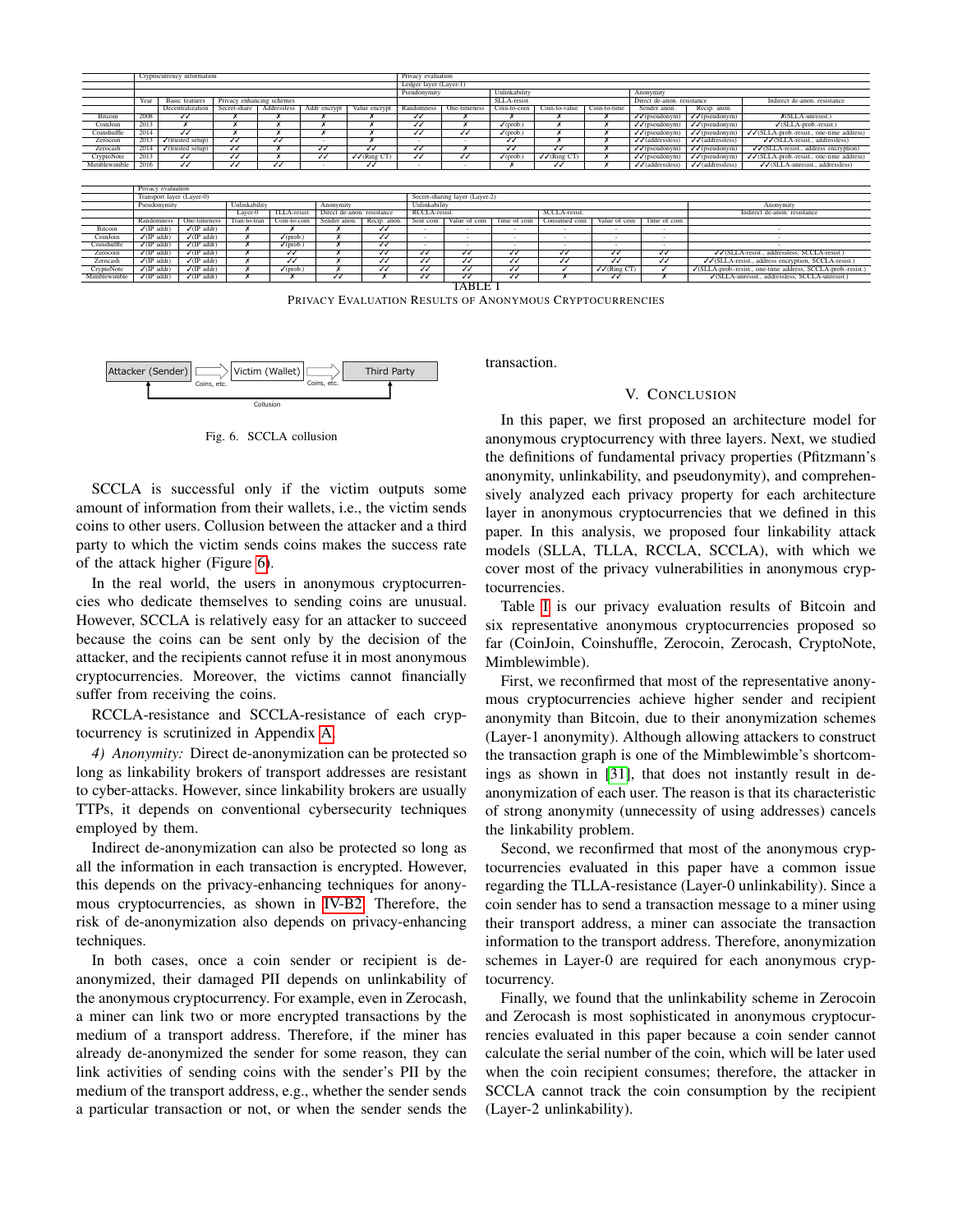| | Cryptocurrency information | | | | | | Privacy evaluation | | | | | | | | |
|---|---|---|---|---|---|---|---|---|---|---|---|---|---|---|---|
| | | | | | | | Ledger layer (Layer-1) | | | | | | | | |
| | | | | | | | Pseudonymity | | Unlinkability | | | Anonymity | | | |
| | | | | | | | | | SLLA-resist. | | | Direct de-anon. resistance | | Indirect de-anon. resistance | |
| | Year | Basic features | Privacy enhancing schemes | | | | | | | | | | | | |
| | | Decentralization | Secret-share | Addressless | Addr encrypt | Value encrypt | Randomness | One-timeness | Coin-to-coin | Coin-to-value | Coin-to-time | Sender anon. | Recip. anon. | | |
| Bitcoin | 2008 | ✓✓ | ✗ | ✗ | ✗ | ✗ | ✓✓ | ✗ | ✗ | ✗ | ✗ | ✓✓(pseudonym) | ✓✓(pseudonym) | ✗(SLLA-unresist.) | |
| CoinJoin | 2013 | ✗ | ✗ | ✗ | ✗ | ✗ | ✓✓ | ✗ | ✓(prob.) | ✗ | ✗ | ✓✓(pseudonym) | ✓✓(pseudonym) | ✓(SLLA-prob.-resist.) | |
| Coinshuffle | 2014 | ✓✓ | ✗ | ✗ | ✗ | ✗ | ✓✓ | ✓✓ | ✓(prob.) | ✗ | ✗ | ✓✓(pseudonym) | ✓✓(pseudonym) | ✓✓(SLLA-prob.-resist., one-time address) | |
| Zerocoin | 2013 | ✓(trusted setup) | ✓✓ | ✓✓ | - | ✗ | - | - | ✓✓ | ✗ | ✗ | ✓✓(addressless) | ✓✓(addressless) | ✓✓(SLLA-resist., addressless) | |
| Zerocash | 2014 | ✓(trusted setup) | ✓✓ | ✗ | ✓✓ | ✓✓ | ✓✓ | ✗ | ✓✓ | ✓✓ | ✗ | ✓✓(pseudonym) | ✓✓(pseudonym) | ✓✓(SLLA-resist., address encryption) | |
| CryptoNote | 2013 | ✓✓ | ✓✓ | ✗ | ✓✓ | ✓✓(Ring CT) | ✓✓ | ✓✓ | ✓(prob.) | ✓✓(Ring CT) | ✗ | ✓✓(pseudonym) | ✓✓(pseudonym) | ✓✓(SLLA-prob.-resist., one-time address) | |
| Mimblewimble | 2016 | ✓✓ | ✓✓ | ✓✓ | - | ✓✓ | - | - | ✗ | ✓✓ | ✗ | ✓✓(addressless) | ✓✓(addressless) | ✓✓(SLLA-unresist., addressless) | |

| | Privacy evaluation | | | | | | | | | | | | | |
|---|---|---|---|---|---|---|---|---|---|---|---|---|---|---|
| | Transport layer (Layer-0) | | | | | | Secret-sharing layer (Layer-2) | | | | | | | |
| | Pseudonymity | | Unlinkability | | Anonymity | | Unlinkability | | | | | | Anonymity | |
| | | | Layer-0 | TLLA-resist. | Direct de-anon. resistance | | RCCLA-resist. | | | SCCLA-resist. | | | Indirect de-anon. resistance | |
| | Randomness | One-timeness | Tran-to-tran | Coin-to-coin | Sender anon. | Recip. anon. | Sent coin | Value of coin | Time of coin | Consumed coin | Value of coin | Time of coin | | |
| Bitcoin | ✓(IP addr) | ✓(IP addr) | ✗ | ✗ | ✗ | ✓✓ | - | - | - | - | - | - | - | |
| CoinJoin | ✓(IP addr) | ✓(IP addr) | ✗ | ✓(prob.) | ✗ | ✓✓ | - | - | - | - | - | - | - | |
| Coinshuffle | ✓(IP addr) | ✓(IP addr) | ✗ | ✓(prob.) | ✗ | ✓✓ | | | | | | | | |
| Zerocoin | ✓(IP addr) | ✓(IP addr) | ✗ | ✓✓ | ✗ | ✓✓ | ✓✓ | ✓✓ | ✓✓ | ✓✓ | ✓✓ | ✓✓ | ✓✓(SLLA-resist., addressless, SCCLA-resist.) | |
| Zerocash | ✓(IP addr) | ✓(IP addr) | ✗ | ✓✓ | ✗ | ✓✓ | ✓✓ | ✓✓ | ✓✓ | ✓✓ | ✓✓ | ✓✓ | ✓✓(SLLA-resist., address encryption, SCCLA-resist.) | |
| CryptoNote | ✓(IP addr) | ✓(IP addr) | ✗ | ✓(prob.) | ✗ | ✓✓ | ✓✓ | ✓✓ | ✓✓ | ✓ | ✓✓(Ring CT) | ✓ | ✓(SLLA-prob.-resist., one-time address, SCCLA-prob.-resist.) | |
| Mimblewimble | ✓(IP addr) | ✓(IP addr) | ✗ | ✗ | ✓✓ | ✗ | ✓✓ | ✓✓ | ✓✓ | ✗ | ✓✓ | ✗ | ✓(SLLA-unresist., addressless, SCCLA-unresist.) | |

TABLE I
PRIVACY EVALUATION RESULTS OF ANONYMOUS CRYPTOCURRENCIES

Fig. 6. SCCLA collusion

SCCLA is successful only if the victim outputs some amount of information from their wallets, i.e., the victim sends coins to other users. Collusion between the attacker and a third party to which the victim sends coins makes the success rate of the attack higher (Figure 6).

In the real world, the users in anonymous cryptocurrencies who dedicate themselves to sending coins are unusual. However, SCCLA is relatively easy for an attacker to succeed because the coins can be sent only by the decision of the attacker, and the recipients cannot refuse it in most anonymous cryptocurrencies. Moreover, the victims cannot financially suffer from receiving the coins.

RCCLA-resistance and SCCLA-resistance of each cryptocurrency is scrutinized in Appendix A.

*4) Anonymity:* Direct de-anonymization can be protected so long as linkability brokers of transport addresses are resistant to cyber-attacks. However, since linkability brokers are usually TTPs, it depends on conventional cybersecurity techniques employed by them.

Indirect de-anonymization can also be protected so long as all the information in each transaction is encrypted. However, this depends on the privacy-enhancing techniques for anonymous cryptocurrencies, as shown in IV-B2. Therefore, the risk of de-anonymization also depends on privacy-enhancing techniques.

In both cases, once a coin sender or recipient is de-anonymized, their damaged PII depends on unlinkability of the anonymous cryptocurrency. For example, even in Zerocash, a miner can link two or more encrypted transactions by the medium of a transport address. Therefore, if the miner has already de-anonymized the sender for some reason, they can link activities of sending coins with the sender's PII by the medium of the transport address, e.g., whether the sender sends a particular transaction or not, or when the sender sends the transaction.

## V. CONCLUSION

In this paper, we first proposed an architecture model for anonymous cryptocurrency with three layers. Next, we studied the definitions of fundamental privacy properties (Pfitzmann's anonymity, unlinkability, and pseudonymity), and comprehensively analyzed each privacy property for each architecture layer in anonymous cryptocurrencies that we defined in this paper. In this analysis, we proposed four linkability attack models (SLLA, TLLA, RCCLA, SCCLA), with which we cover most of the privacy vulnerabilities in anonymous cryptocurrencies.

Table I is our privacy evaluation results of Bitcoin and six representative anonymous cryptocurrencies proposed so far (CoinJoin, Coinshuffle, Zerocoin, Zerocash, CryptoNote, Mimblewimble).

First, we reconfirmed that most of the representative anonymous cryptocurrencies achieve higher sender and recipient anonymity than Bitcoin, due to their anonymization schemes (Layer-1 anonymity). Although allowing attackers to construct the transaction graph is one of the Mimblewimble's shortcomings as shown in [31], that does not instantly result in de-anonymization of each user. The reason is that its characteristic of strong anonymity (unnecessity of using addresses) cancels the linkability problem.

Second, we reconfirmed that most of the anonymous cryptocurrencies evaluated in this paper have a common issue regarding the TLLA-resistance (Layer-0 unlinkability). Since a coin sender has to send a transaction message to a miner using their transport address, a miner can associate the transaction information to the transport address. Therefore, anonymization schemes in Layer-0 are required for each anonymous cryptocurrency.

Finally, we found that the unlinkability scheme in Zerocoin and Zerocash is most sophisticated in anonymous cryptocurrencies evaluated in this paper because a coin sender cannot calculate the serial number of the coin, which will be later used when the coin recipient consumes; therefore, the attacker in SCCLA cannot track the coin consumption by the recipient (Layer-2 unlinkability).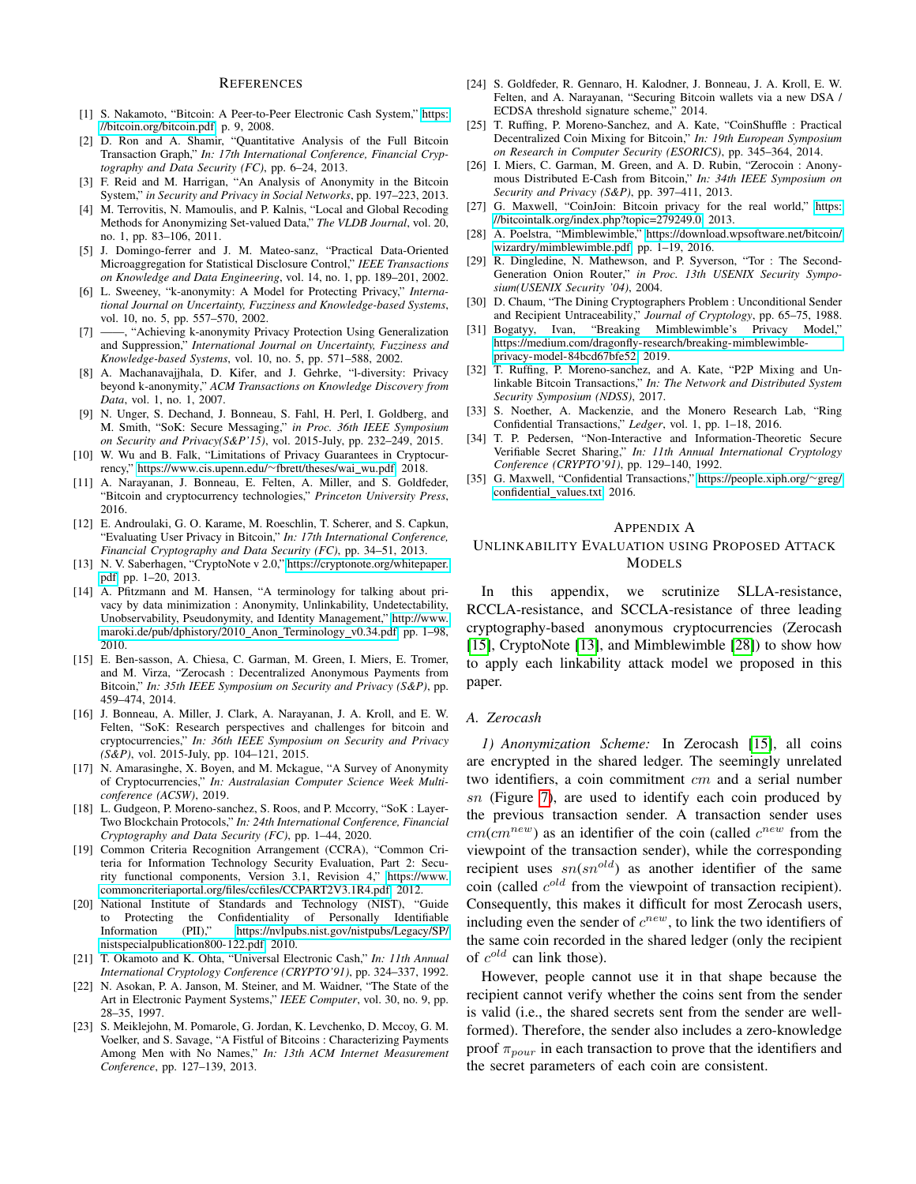# References

[1] S. Nakamoto, "Bitcoin: A Peer-to-Peer Electronic Cash System," https://bitcoin.org/bitcoin.pdf, p. 9, 2008.

[2] D. Ron and A. Shamir, "Quantitative Analysis of the Full Bitcoin Transaction Graph," *In: 17th International Conference, Financial Cryptography and Data Security (FC)*, pp. 6–24, 2013.

[3] F. Reid and M. Harrigan, "An Analysis of Anonymity in the Bitcoin System," *in Security and Privacy in Social Networks*, pp. 197–223, 2013.

[4] M. Terrovitis, N. Mamoulis, and P. Kalnis, "Local and Global Recoding Methods for Anonymizing Set-valued Data," *The VLDB Journal*, vol. 20, no. 1, pp. 83–106, 2011.

[5] J. Domingo-ferrer and J. M. Mateo-sanz, "Practical Data-Oriented Microaggregation for Statistical Disclosure Control," *IEEE Transactions on Knowledge and Data Engineering*, vol. 14, no. 1, pp. 189–201, 2002.

[6] L. Sweeney, "k-anonymity: A Model for Protecting Privacy," *International Journal on Uncertainty, Fuzziness and Knowledge-based Systems*, vol. 10, no. 5, pp. 557–570, 2002.

[7] ——, "Achieving k-anonymity Privacy Protection Using Generalization and Suppression," *International Journal on Uncertainty, Fuzziness and Knowledge-based Systems*, vol. 10, no. 5, pp. 571–588, 2002.

[8] A. Machanavajjhala, D. Kifer, and J. Gehrke, "l-diversity: Privacy beyond k-anonymity," *ACM Transactions on Knowledge Discovery from Data*, vol. 1, no. 1, 2007.

[9] N. Unger, S. Dechand, J. Bonneau, S. Fahl, H. Perl, I. Goldberg, and M. Smith, "SoK: Secure Messaging," *in Proc. 36th IEEE Symposium on Security and Privacy(S&P'15)*, vol. 2015-July, pp. 232–249, 2015.

[10] W. Wu and B. Falk, "Limitations of Privacy Guarantees in Cryptocurrency," https://www.cis.upenn.edu/∼fbrett/theses/wai_wu.pdf, 2018.

[11] A. Narayanan, J. Bonneau, E. Felten, A. Miller, and S. Goldfeder, "Bitcoin and cryptocurrency technologies," *Princeton University Press*, 2016.

[12] E. Androulaki, G. O. Karame, M. Roeschlin, T. Scherer, and S. Capkun, "Evaluating User Privacy in Bitcoin," *In: 17th International Conference, Financial Cryptography and Data Security (FC)*, pp. 34–51, 2013.

[13] N. V. Saberhagen, "CryptoNote v 2.0," https://cryptonote.org/whitepaper.pdf, pp. 1–20, 2013.

[14] A. Pfitzmann and M. Hansen, "A terminology for talking about privacy by data minimization : Anonymity, Unlinkability, Undetectability, Unobservability, Pseudonymity, and Identity Management," http://www.maroki.de/pub/dphistory/2010_Anon_Terminology_v0.34.pdf, pp. 1–98, 2010.

[15] E. Ben-sasson, A. Chiesa, C. Garman, M. Green, I. Miers, E. Tromer, and M. Virza, "Zerocash : Decentralized Anonymous Payments from Bitcoin," *In: 35th IEEE Symposium on Security and Privacy (S&P)*, pp. 459–474, 2014.

[16] J. Bonneau, A. Miller, J. Clark, A. Narayanan, J. A. Kroll, and E. W. Felten, "SoK: Research perspectives and challenges for bitcoin and cryptocurrencies," *In: 36th IEEE Symposium on Security and Privacy (S&P)*, vol. 2015-July, pp. 104–121, 2015.

[17] N. Amarasinghe, X. Boyen, and M. Mckague, "A Survey of Anonymity of Cryptocurrencies," *In: Australasian Computer Science Week Multiconference (ACSW)*, 2019.

[18] L. Gudgeon, P. Moreno-sanchez, S. Roos, and P. Mccorry, "SoK : Layer-Two Blockchain Protocols," *In: 24th International Conference, Financial Cryptography and Data Security (FC)*, pp. 1–44, 2020.

[19] Common Criteria Recognition Arrangement (CCRA), "Common Criteria for Information Technology Security Evaluation, Part 2: Security functional components, Version 3.1, Revision 4," https://www.commoncriteriaportal.org/files/ccfiles/CCPART2V3.1R4.pdf, 2012.

[20] National Institute of Standards and Technology (NIST), "Guide to Protecting the Confidentiality of Personally Identifiable Information (PII)," https://nvlpubs.nist.gov/nistpubs/Legacy/SP/nistspecialpublication800-122.pdf, 2010.

[21] T. Okamoto and K. Ohta, "Universal Electronic Cash," *In: 11th Annual International Cryptology Conference (CRYPTO'91)*, pp. 324–337, 1992.

[22] N. Asokan, P. A. Janson, M. Steiner, and M. Waidner, "The State of the Art in Electronic Payment Systems," *IEEE Computer*, vol. 30, no. 9, pp. 28–35, 1997.

[23] S. Meiklejohn, M. Pomarole, G. Jordan, K. Levchenko, D. Mccoy, G. M. Voelker, and S. Savage, "A Fistful of Bitcoins : Characterizing Payments Among Men with No Names," *In: 13th ACM Internet Measurement Conference*, pp. 127–139, 2013.

[24] S. Goldfeder, R. Gennaro, H. Kalodner, J. Bonneau, J. A. Kroll, E. W. Felten, and A. Narayanan, "Securing Bitcoin wallets via a new DSA / ECDSA threshold signature scheme," 2014.

[25] T. Ruffing, P. Moreno-Sanchez, and A. Kate, "CoinShuffle : Practical Decentralized Coin Mixing for Bitcoin," *In: 19th European Symposium on Research in Computer Security (ESORICS)*, pp. 345–364, 2014.

[26] I. Miers, C. Garman, M. Green, and A. D. Rubin, "Zerocoin : Anonymous Distributed E-Cash from Bitcoin," *In: 34th IEEE Symposium on Security and Privacy (S&P)*, pp. 397–411, 2013.

[27] G. Maxwell, "CoinJoin: Bitcoin privacy for the real world," https://bitcointalk.org/index.php?topic=279249.0, 2013.

[28] A. Poelstra, "Mimblewimble," https://download.wpsoftware.net/bitcoin/wizardry/mimblewimble.pdf, pp. 1–19, 2016.

[29] R. Dingledine, N. Mathewson, and P. Syverson, "Tor : The Second-Generation Onion Router," *in Proc. 13th USENIX Security Symposium(USENIX Security '04)*, 2004.

[30] D. Chaum, "The Dining Cryptographers Problem : Unconditional Sender and Recipient Untraceability," *Journal of Cryptology*, pp. 65–75, 1988.

[31] Bogatyy, Ivan, "Breaking Mimblewimble's Privacy Model," https://medium.com/dragonfly-research/breaking-mimblewimble-privacy-model-84bcd67bfe52, 2019.

[32] T. Ruffing, P. Moreno-sanchez, and A. Kate, "P2P Mixing and Unlinkable Bitcoin Transactions," *In: The Network and Distributed System Security Symposium (NDSS)*, 2017.

[33] S. Noether, A. Mackenzie, and the Monero Research Lab, "Ring Confidential Transactions," *Ledger*, vol. 1, pp. 1–18, 2016.

[34] T. P. Pedersen, "Non-Interactive and Information-Theoretic Secure Verifiable Secret Sharing," *In: 11th Annual International Cryptology Conference (CRYPTO'91)*, pp. 129–140, 1992.

[35] G. Maxwell, "Confidential Transactions," https://people.xiph.org/∼greg/confidential_values.txt, 2016.

# Appendix A
# Unlinkability Evaluation using Proposed Attack Models

In this appendix, we scrutinize SLLA-resistance, RCCLA-resistance, and SCCLA-resistance of three leading cryptography-based anonymous cryptocurrencies (Zerocash [15], CryptoNote [13], and Mimblewimble [28]) to show how to apply each linkability attack model we proposed in this paper.

## A. Zerocash

*1) Anonymization Scheme:* In Zerocash [15], all coins are encrypted in the shared ledger. The seemingly unrelated two identifiers, a coin commitment $cm$ and a serial number $sn$ (Figure 7), are used to identify each coin produced by the previous transaction sender. A transaction sender uses $cm(cm^{new})$ as an identifier of the coin (called $c^{new}$ from the viewpoint of the transaction sender), while the corresponding recipient uses $sn(sn^{old})$ as another identifier of the same coin (called $c^{old}$ from the viewpoint of transaction recipient). Consequently, this makes it difficult for most Zerocash users, including even the sender of $c^{new}$, to link the two identifiers of the same coin recorded in the shared ledger (only the recipient of $c^{old}$ can link those).

However, people cannot use it in that shape because the recipient cannot verify whether the coins sent from the sender is valid (i.e., the shared secrets sent from the sender are well-formed). Therefore, the sender also includes a zero-knowledge proof $\pi_{pour}$ in each transaction to prove that the identifiers and the secret parameters of each coin are consistent.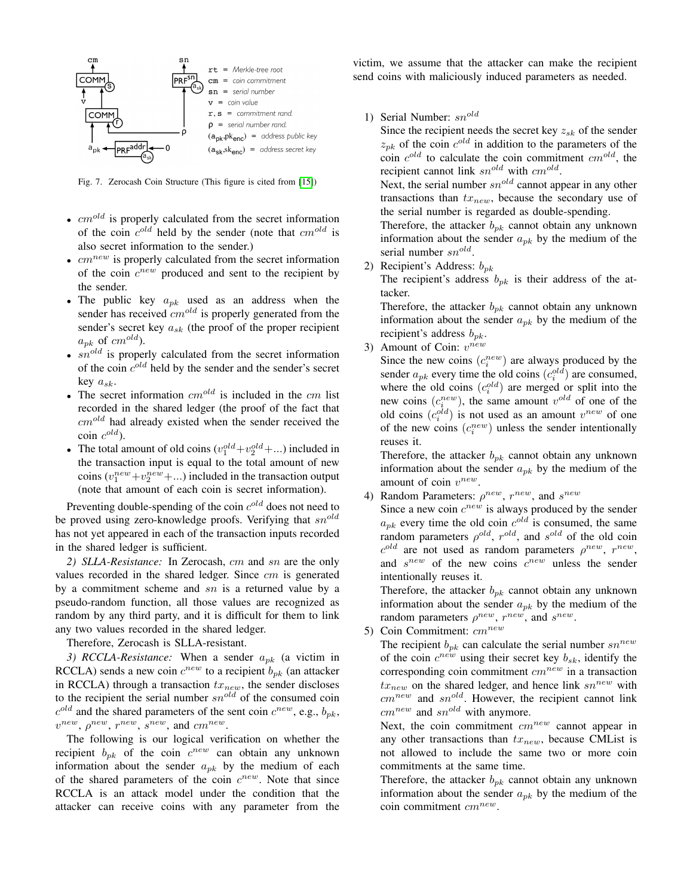Fig. 7. Zerocash Coin Structure (This figure is cited from [15])

- $cm^{old}$ is properly calculated from the secret information of the coin $c^{old}$ held by the sender (note that $cm^{old}$ is also secret information to the sender.)
- $cm^{new}$ is properly calculated from the secret information of the coin $c^{new}$ produced and sent to the recipient by the sender.
- The public key $a_{pk}$ used as an address when the sender has received $cm^{old}$ is properly generated from the sender's secret key $a_{sk}$ (the proof of the proper recipient $a_{pk}$ of $cm^{old}$).
- $sn^{old}$ is properly calculated from the secret information of the coin $c^{old}$ held by the sender and the sender's secret key $a_{sk}$.
- The secret information $cm^{old}$ is included in the $cm$ list recorded in the shared ledger (the proof of the fact that $cm^{old}$ had already existed when the sender received the coin $c^{old}$).
- The total amount of old coins ($v_1^{old}$+$v_2^{old}$+...) included in the transaction input is equal to the total amount of new coins ($v_1^{new}$+$v_2^{new}$+...) included in the transaction output (note that amount of each coin is secret information).

Preventing double-spending of the coin $c^{old}$ does not need to be proved using zero-knowledge proofs. Verifying that $sn^{old}$ has not yet appeared in each of the transaction inputs recorded in the shared ledger is sufficient.

*2) SLLA-Resistance:* In Zerocash, $cm$ and $sn$ are the only values recorded in the shared ledger. Since $cm$ is generated by a commitment scheme and $sn$ is a returned value by a pseudo-random function, all those values are recognized as random by any third party, and it is difficult for them to link any two values recorded in the shared ledger.

Therefore, Zerocash is SLLA-resistant.

*3) RCCLA-Resistance:* When a sender $a_{pk}$ (a victim in RCCLA) sends a new coin $c^{new}$ to a recipient $b_{pk}$ (an attacker in RCCLA) through a transaction $tx_{new}$, the sender discloses to the recipient the serial number $sn^{old}$ of the consumed coin $c^{old}$ and the shared parameters of the sent coin $c^{new}$, e.g., $b_{pk}$, $v^{new}$, $\rho^{new}$, $r^{new}$, $s^{new}$, and $cm^{new}$.

The following is our logical verification on whether the recipient $b_{pk}$ of the coin $c^{new}$ can obtain any unknown information about the sender $a_{pk}$ by the medium of each of the shared parameters of the coin $c^{new}$. Note that since RCCLA is an attack model under the condition that the attacker can receive coins with any parameter from the victim, we assume that the attacker can make the recipient send coins with maliciously induced parameters as needed.

1) Serial Number: $sn^{old}$
   Since the recipient needs the secret key $z_{sk}$ of the sender $z_{pk}$ of the coin $c^{old}$ in addition to the parameters of the coin $c^{old}$ to calculate the coin commitment $cm^{old}$, the recipient cannot link $sn^{old}$ with $cm^{old}$.
   Next, the serial number $sn^{old}$ cannot appear in any other transactions than $tx_{new}$, because the secondary use of the serial number is regarded as double-spending.
   Therefore, the attacker $b_{pk}$ cannot obtain any unknown information about the sender $a_{pk}$ by the medium of the serial number $sn^{old}$.
2) Recipient's Address: $b_{pk}$
   The recipient's address $b_{pk}$ is their address of the attacker.
   Therefore, the attacker $b_{pk}$ cannot obtain any unknown information about the sender $a_{pk}$ by the medium of the recipient's address $b_{pk}$.
3) Amount of Coin: $v^{new}$
   Since the new coins ($c_i^{new}$) are always produced by the sender $a_{pk}$ every time the old coins ($c_i^{old}$) are consumed, where the old coins ($c_i^{old}$) are merged or split into the new coins ($c_i^{new}$), the same amount $v^{old}$ of one of the old coins ($c_i^{old}$) is not used as an amount $v^{new}$ of one of the new coins ($c_i^{new}$) unless the sender intentionally reuses it.
   Therefore, the attacker $b_{pk}$ cannot obtain any unknown information about the sender $a_{pk}$ by the medium of the amount of coin $v^{new}$.
4) Random Parameters: $\rho^{new}$, $r^{new}$, and $s^{new}$
   Since a new coin $c^{new}$ is always produced by the sender $a_{pk}$ every time the old coin $c^{old}$ is consumed, the same random parameters $\rho^{old}$, $r^{old}$, and $s^{old}$ of the old coin $c^{old}$ are not used as random parameters $\rho^{new}$, $r^{new}$, and $s^{new}$ of the new coins $c^{new}$ unless the sender intentionally reuses it.
   Therefore, the attacker $b_{pk}$ cannot obtain any unknown information about the sender $a_{pk}$ by the medium of the random parameters $\rho^{new}$, $r^{new}$, and $s^{new}$.
5) Coin Commitment: $cm^{new}$
   The recipient $b_{pk}$ can calculate the serial number $sn^{new}$ of the coin $c^{new}$ using their secret key $b_{sk}$, identify the corresponding coin commitment $cm^{new}$ in a transaction $tx_{new}$ on the shared ledger, and hence link $sn^{new}$ with $cm^{new}$ and $sn^{old}$. However, the recipient cannot link $cm^{new}$ and $sn^{old}$ with anymore.
   Next, the coin commitment $cm^{new}$ cannot appear in any other transactions than $tx_{new}$, because CMList is not allowed to include the same two or more coin commitments at the same time.
   Therefore, the attacker $b_{pk}$ cannot obtain any unknown information about the sender $a_{pk}$ by the medium of the coin commitment $cm^{new}$.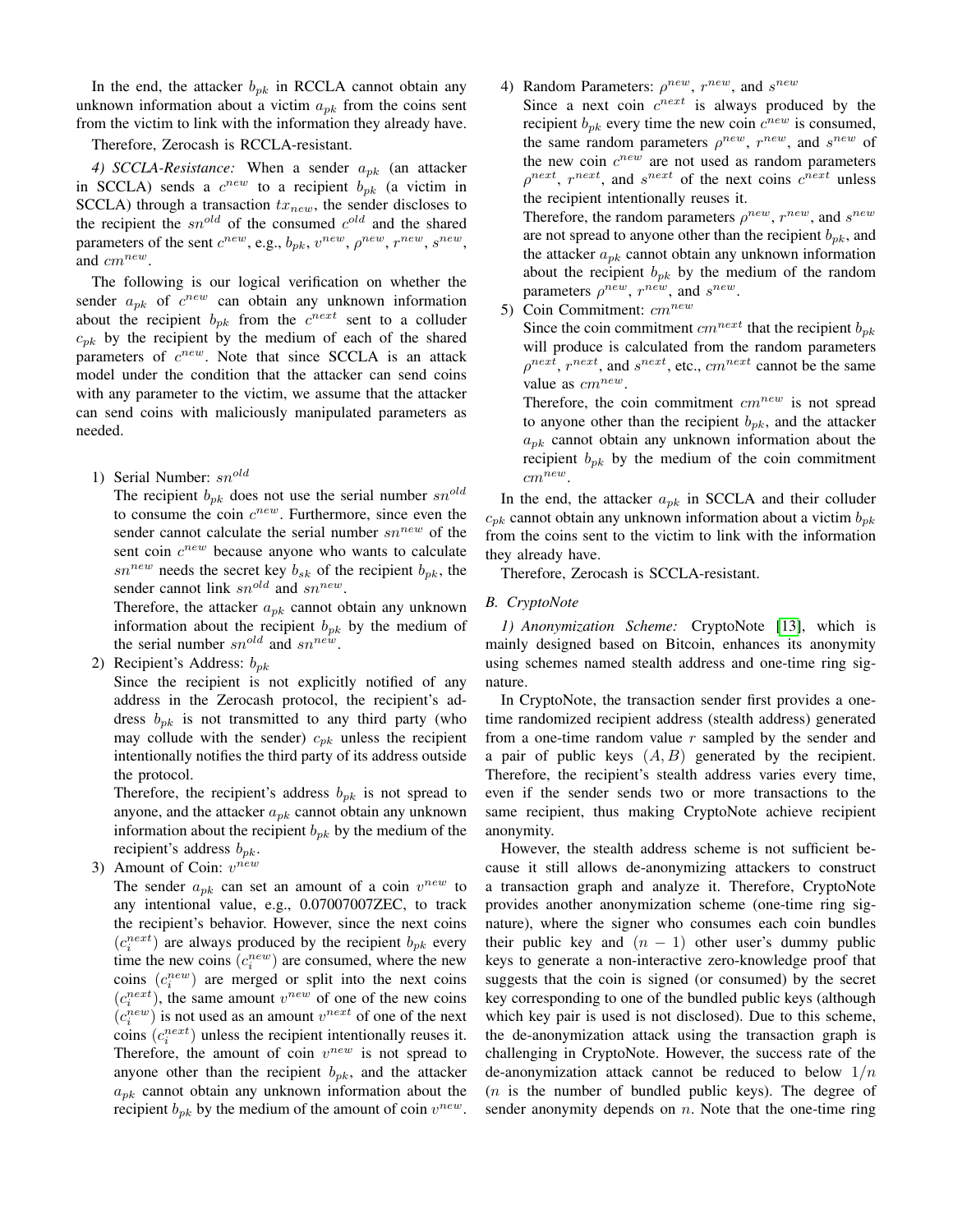In the end, the attacker $b_{pk}$ in RCCLA cannot obtain any unknown information about a victim $a_{pk}$ from the coins sent from the victim to link with the information they already have.

Therefore, Zerocash is RCCLA-resistant.

*4) SCCLA-Resistance:* When a sender $a_{pk}$ (an attacker in SCCLA) sends a $c^{new}$ to a recipient $b_{pk}$ (a victim in SCCLA) through a transaction $tx_{new}$, the sender discloses to the recipient the $sn^{old}$ of the consumed $c^{old}$ and the shared parameters of the sent $c^{new}$, e.g., $b_{pk}$, $v^{new}$, $\rho^{new}$, $r^{new}$, $s^{new}$, and $cm^{new}$.

The following is our logical verification on whether the sender $a_{pk}$ of $c^{new}$ can obtain any unknown information about the recipient $b_{pk}$ from the $c^{next}$ sent to a colluder $c_{pk}$ by the recipient by the medium of each of the shared parameters of $c^{new}$. Note that since SCCLA is an attack model under the condition that the attacker can send coins with any parameter to the victim, we assume that the attacker can send coins with maliciously manipulated parameters as needed.

1) Serial Number: $sn^{old}$
   The recipient $b_{pk}$ does not use the serial number $sn^{old}$ to consume the coin $c^{new}$. Furthermore, since even the sender cannot calculate the serial number $sn^{new}$ of the sent coin $c^{new}$ because anyone who wants to calculate $sn^{new}$ needs the secret key $b_{sk}$ of the recipient $b_{pk}$, the sender cannot link $sn^{old}$ and $sn^{new}$.
   Therefore, the attacker $a_{pk}$ cannot obtain any unknown information about the recipient $b_{pk}$ by the medium of the serial number $sn^{old}$ and $sn^{new}$.
2) Recipient's Address: $b_{pk}$
   Since the recipient is not explicitly notified of any address in the Zerocash protocol, the recipient's address $b_{pk}$ is not transmitted to any third party (who may collude with the sender) $c_{pk}$ unless the recipient intentionally notifies the third party of its address outside the protocol.
   Therefore, the recipient's address $b_{pk}$ is not spread to anyone, and the attacker $a_{pk}$ cannot obtain any unknown information about the recipient $b_{pk}$ by the medium of the recipient's address $b_{pk}$.
3) Amount of Coin: $v^{new}$
   The sender $a_{pk}$ can set an amount of a coin $v^{new}$ to any intentional value, e.g., 0.07007007ZEC, to track the recipient's behavior. However, since the next coins ($c_i^{next}$) are always produced by the recipient $b_{pk}$ every time the new coins ($c_i^{new}$) are consumed, where the new coins ($c_i^{new}$) are merged or split into the next coins ($c_i^{next}$), the same amount $v^{new}$ of one of the new coins ($c_i^{new}$) is not used as an amount $v^{next}$ of one of the next coins ($c_i^{next}$) unless the recipient intentionally reuses it.
   Therefore, the amount of coin $v^{new}$ is not spread to anyone other than the recipient $b_{pk}$, and the attacker $a_{pk}$ cannot obtain any unknown information about the recipient $b_{pk}$ by the medium of the amount of coin $v^{new}$.
4) Random Parameters: $\rho^{new}$, $r^{new}$, and $s^{new}$
   Since a next coin $c^{next}$ is always produced by the recipient $b_{pk}$ every time the new coin $c^{new}$ is consumed, the same random parameters $\rho^{new}$, $r^{new}$, and $s^{new}$ of the new coin $c^{new}$ are not used as random parameters $\rho^{next}$, $r^{next}$, and $s^{next}$ of the next coins $c^{next}$ unless the recipient intentionally reuses it.
   Therefore, the random parameters $\rho^{new}$, $r^{new}$, and $s^{new}$ are not spread to anyone other than the recipient $b_{pk}$, and the attacker $a_{pk}$ cannot obtain any unknown information about the recipient $b_{pk}$ by the medium of the random parameters $\rho^{new}$, $r^{new}$, and $s^{new}$.
5) Coin Commitment: $cm^{new}$
   Since the coin commitment $cm^{next}$ that the recipient $b_{pk}$ will produce is calculated from the random parameters $\rho^{next}$, $r^{next}$, and $s^{next}$, etc., $cm^{next}$ cannot be the same value as $cm^{new}$.
   Therefore, the coin commitment $cm^{new}$ is not spread to anyone other than the recipient $b_{pk}$, and the attacker $a_{pk}$ cannot obtain any unknown information about the recipient $b_{pk}$ by the medium of the coin commitment $cm^{new}$.

In the end, the attacker $a_{pk}$ in SCCLA and their colluder $c_{pk}$ cannot obtain any unknown information about a victim $b_{pk}$ from the coins sent to the victim to link with the information they already have.

Therefore, Zerocash is SCCLA-resistant.

### B. CryptoNote

*1) Anonymization Scheme:* CryptoNote [13], which is mainly designed based on Bitcoin, enhances its anonymity using schemes named stealth address and one-time ring signature.

In CryptoNote, the transaction sender first provides a one-time randomized recipient address (stealth address) generated from a one-time random value $r$ sampled by the sender and a pair of public keys $(A, B)$ generated by the recipient. Therefore, the recipient's stealth address varies every time, even if the sender sends two or more transactions to the same recipient, thus making CryptoNote achieve recipient anonymity.

However, the stealth address scheme is not sufficient because it still allows de-anonymizing attackers to construct a transaction graph and analyze it. Therefore, CryptoNote provides another anonymization scheme (one-time ring signature), where the signer who consumes each coin bundles their public key and $(n-1)$ other user's dummy public keys to generate a non-interactive zero-knowledge proof that suggests that the coin is signed (or consumed) by the secret key corresponding to one of the bundled public keys (although which key pair is used is not disclosed). Due to this scheme, the de-anonymization attack using the transaction graph is challenging in CryptoNote. However, the success rate of the de-anonymization attack cannot be reduced to below $1/n$ ($n$ is the number of bundled public keys). The degree of sender anonymity depends on $n$. Note that the one-time ring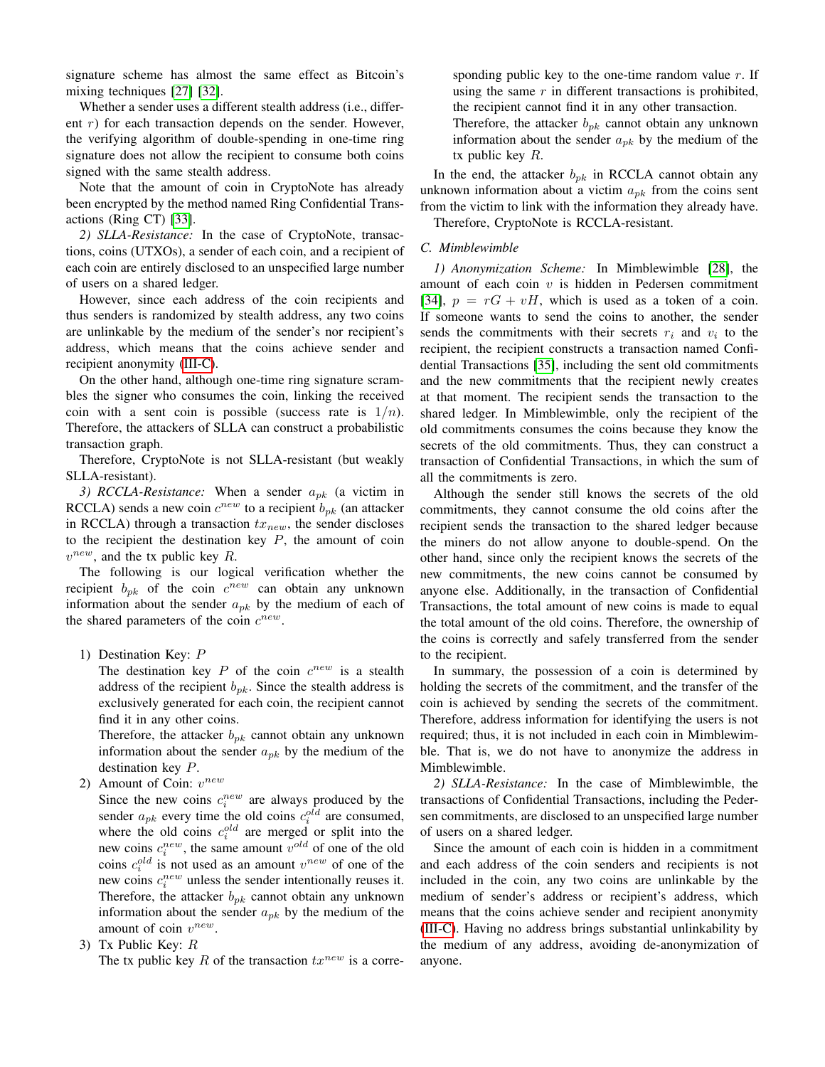signature scheme has almost the same effect as Bitcoin's mixing techniques [27] [32].

Whether a sender uses a different stealth address (i.e., different $r$) for each transaction depends on the sender. However, the verifying algorithm of double-spending in one-time ring signature does not allow the recipient to consume both coins signed with the same stealth address.

Note that the amount of coin in CryptoNote has already been encrypted by the method named Ring Confidential Transactions (Ring CT) [33].

*2) SLLA-Resistance:* In the case of CryptoNote, transactions, coins (UTXOs), a sender of each coin, and a recipient of each coin are entirely disclosed to an unspecified large number of users on a shared ledger.

However, since each address of the coin recipients and thus senders is randomized by stealth address, any two coins are unlinkable by the medium of the sender's nor recipient's address, which means that the coins achieve sender and recipient anonymity (III-C).

On the other hand, although one-time ring signature scrambles the signer who consumes the coin, linking the received coin with a sent coin is possible (success rate is $1/n$). Therefore, the attackers of SLLA can construct a probabilistic transaction graph.

Therefore, CryptoNote is not SLLA-resistant (but weakly SLLA-resistant).

*3) RCCLA-Resistance:* When a sender $a_{pk}$ (a victim in RCCLA) sends a new coin $c^{new}$ to a recipient $b_{pk}$ (an attacker in RCCLA) through a transaction $tx_{new}$, the sender discloses to the recipient the destination key $P$, the amount of coin $v^{new}$, and the tx public key $R$.

The following is our logical verification whether the recipient $b_{pk}$ of the coin $c^{new}$ can obtain any unknown information about the sender $a_{pk}$ by the medium of each of the shared parameters of the coin $c^{new}$.

1) Destination Key: $P$
   The destination key $P$ of the coin $c^{new}$ is a stealth address of the recipient $b_{pk}$. Since the stealth address is exclusively generated for each coin, the recipient cannot find it in any other coins.
   Therefore, the attacker $b_{pk}$ cannot obtain any unknown information about the sender $a_{pk}$ by the medium of the destination key $P$.
2) Amount of Coin: $v^{new}$
   Since the new coins $c_i^{new}$ are always produced by the sender $a_{pk}$ every time the old coins $c_i^{old}$ are consumed, where the old coins $c_i^{old}$ are merged or split into the new coins $c_i^{new}$, the same amount $v^{old}$ of one of the old coins $c_i^{old}$ is not used as an amount $v^{new}$ of one of the new coins $c_i^{new}$ unless the sender intentionally reuses it.
   Therefore, the attacker $b_{pk}$ cannot obtain any unknown information about the sender $a_{pk}$ by the medium of the amount of coin $v^{new}$.
3) Tx Public Key: $R$
   The tx public key $R$ of the transaction $tx^{new}$ is a corresponding public key to the one-time random value $r$. If using the same $r$ in different transactions is prohibited, the recipient cannot find it in any other transaction.
   Therefore, the attacker $b_{pk}$ cannot obtain any unknown information about the sender $a_{pk}$ by the medium of the tx public key $R$.

In the end, the attacker $b_{pk}$ in RCCLA cannot obtain any unknown information about a victim $a_{pk}$ from the coins sent from the victim to link with the information they already have.

Therefore, CryptoNote is RCCLA-resistant.

### C. Mimblewimble

*1) Anonymization Scheme:* In Mimblewimble [28], the amount of each coin $v$ is hidden in Pedersen commitment [34], $p = rG + vH$, which is used as a token of a coin. If someone wants to send the coins to another, the sender sends the commitments with their secrets $r_i$ and $v_i$ to the recipient, the recipient constructs a transaction named Confidential Transactions [35], including the sent old commitments and the new commitments that the recipient newly creates at that moment. The recipient sends the transaction to the shared ledger. In Mimblewimble, only the recipient of the old commitments consumes the coins because they know the secrets of the old commitments. Thus, they can construct a transaction of Confidential Transactions, in which the sum of all the commitments is zero.

Although the sender still knows the secrets of the old commitments, they cannot consume the old coins after the recipient sends the transaction to the shared ledger because the miners do not allow anyone to double-spend. On the other hand, since only the recipient knows the secrets of the new commitments, the new coins cannot be consumed by anyone else. Additionally, in the transaction of Confidential Transactions, the total amount of new coins is made to equal the total amount of the old coins. Therefore, the ownership of the coins is correctly and safely transferred from the sender to the recipient.

In summary, the possession of a coin is determined by holding the secrets of the commitment, and the transfer of the coin is achieved by sending the secrets of the commitment. Therefore, address information for identifying the users is not required; thus, it is not included in each coin in Mimblewimble. That is, we do not have to anonymize the address in Mimblewimble.

*2) SLLA-Resistance:* In the case of Mimblewimble, the transactions of Confidential Transactions, including the Pedersen commitments, are disclosed to an unspecified large number of users on a shared ledger.

Since the amount of each coin is hidden in a commitment and each address of the coin senders and recipients is not included in the coin, any two coins are unlinkable by the medium of sender's address or recipient's address, which means that the coins achieve sender and recipient anonymity (III-C). Having no address brings substantial unlinkability by the medium of any address, avoiding de-anonymization of anyone.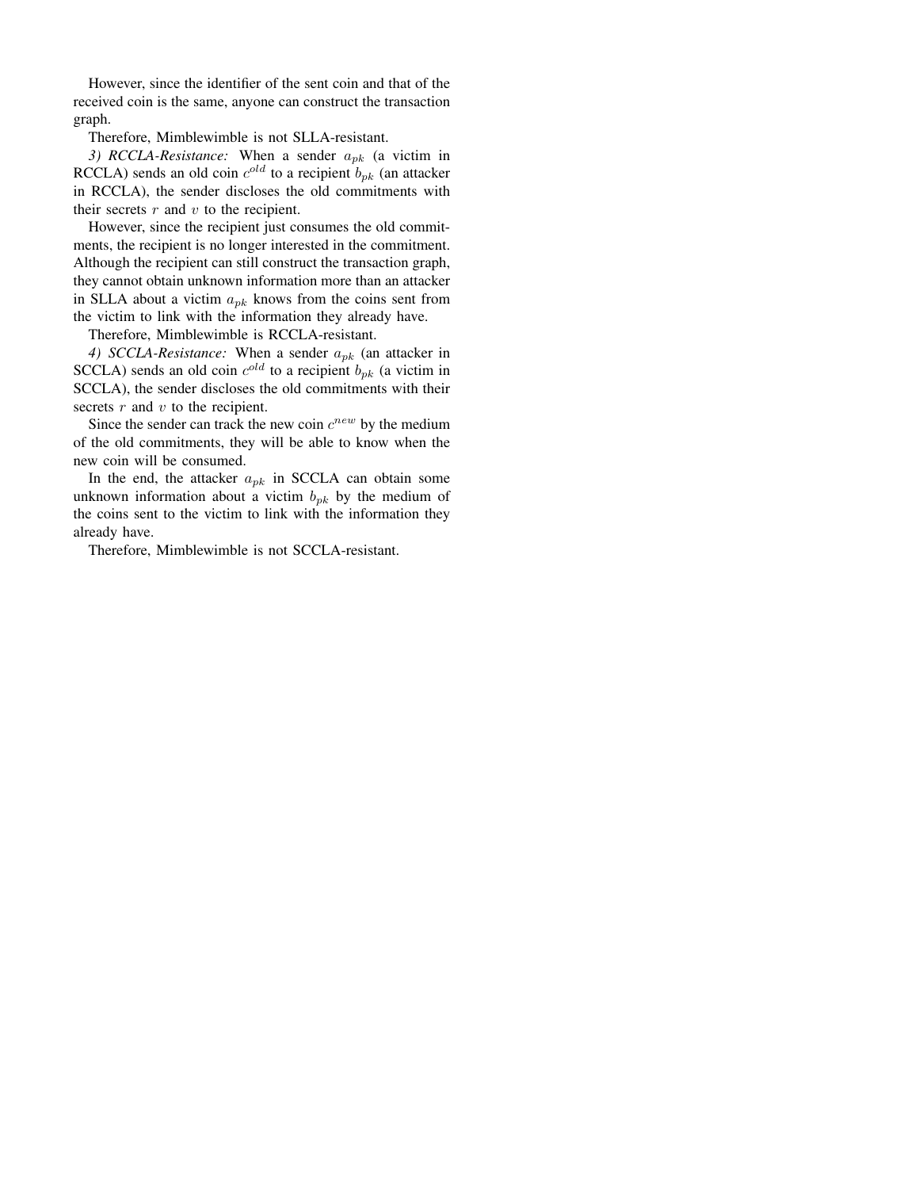However, since the identifier of the sent coin and that of the received coin is the same, anyone can construct the transaction graph.

Therefore, Mimblewimble is not SLLA-resistant.

*3) RCCLA-Resistance:* When a sender $a_{pk}$ (a victim in RCCLA) sends an old coin $c^{old}$ to a recipient $b_{pk}$ (an attacker in RCCLA), the sender discloses the old commitments with their secrets $r$ and $v$ to the recipient.

However, since the recipient just consumes the old commitments, the recipient is no longer interested in the commitment. Although the recipient can still construct the transaction graph, they cannot obtain unknown information more than an attacker in SLLA about a victim $a_{pk}$ knows from the coins sent from the victim to link with the information they already have.

Therefore, Mimblewimble is RCCLA-resistant.

*4) SCCLA-Resistance:* When a sender $a_{pk}$ (an attacker in SCCLA) sends an old coin $c^{old}$ to a recipient $b_{pk}$ (a victim in SCCLA), the sender discloses the old commitments with their secrets $r$ and $v$ to the recipient.

Since the sender can track the new coin $c^{new}$ by the medium of the old commitments, they will be able to know when the new coin will be consumed.

In the end, the attacker $a_{pk}$ in SCCLA can obtain some unknown information about a victim $b_{pk}$ by the medium of the coins sent to the victim to link with the information they already have.

Therefore, Mimblewimble is not SCCLA-resistant.